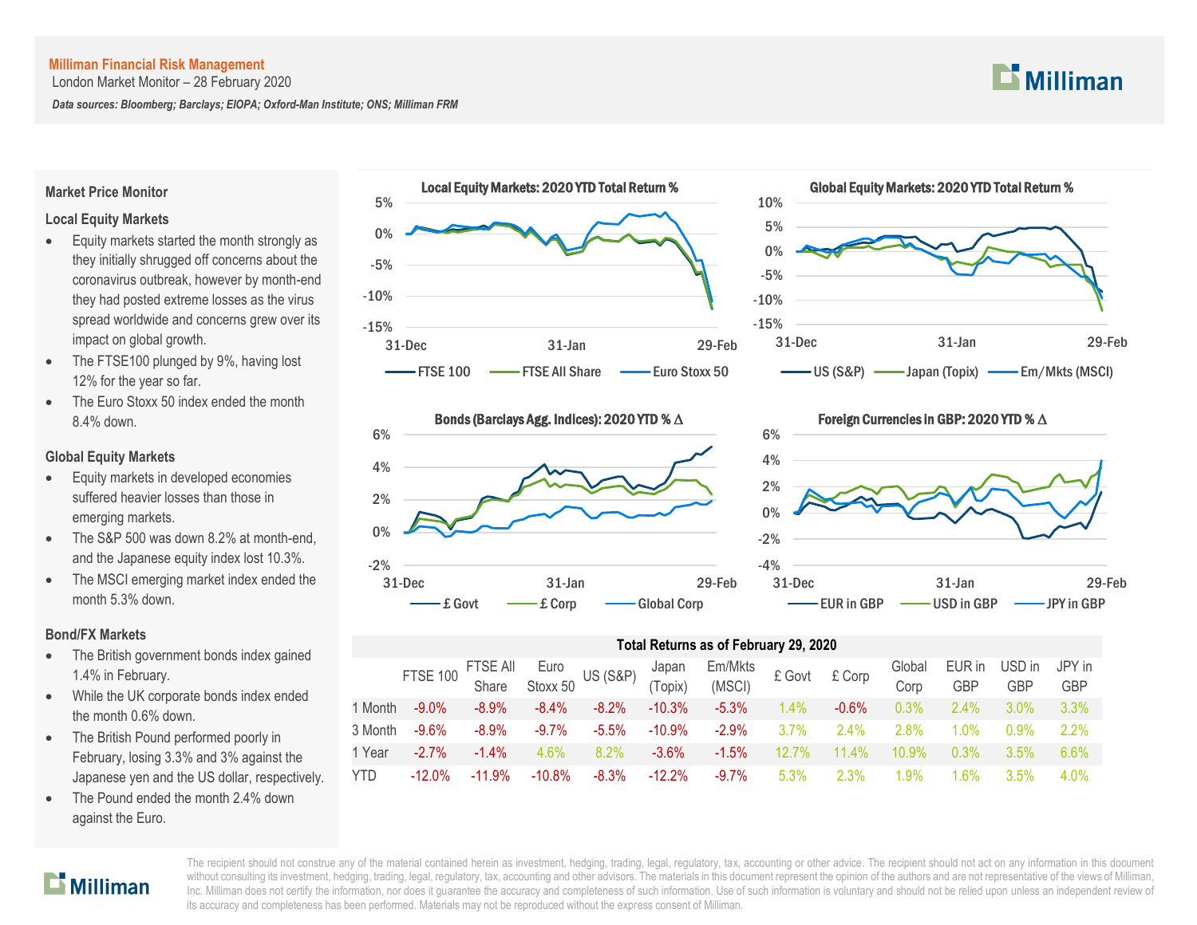**Milliman Financial Risk Management**
London Market Monitor – 28 February 2020

*Data sources: Bloomberg; Barclays; EIOPA; Oxford-Man Institute; ONS; Milliman FRM*

## Market Price Monitor

### Local Equity Markets

- Equity markets started the month strongly as they initially shrugged off concerns about the coronavirus outbreak, however by month-end they had posted extreme losses as the virus spread worldwide and concerns grew over its impact on global growth.
- The FTSE100 plunged by 9%, having lost 12% for the year so far.
- The Euro Stoxx 50 index ended the month 8.4% down.

### Global Equity Markets

- Equity markets in developed economies suffered heavier losses than those in emerging markets.
- The S&P 500 was down 8.2% at month-end, and the Japanese equity index lost 10.3%.
- The MSCI emerging market index ended the month 5.3% down.

### Bond/FX Markets

- The British government bonds index gained 1.4% in February.
- While the UK corporate bonds index ended the month 0.6% down.
- The British Pound performed poorly in February, losing 3.3% and 3% against the Japanese yen and the US dollar, respectively.
- The Pound ended the month 2.4% down against the Euro.

**Local Equity Markets: 2020 YTD Total Return %**

**Global Equity Markets: 2020 YTD Total Return %**

**Bonds (Barclays Agg. Indices): 2020 YTD % Δ**

**Foreign Currencies in GBP: 2020 YTD % Δ**

**Total Returns as of February 29, 2020**

| | FTSE 100 | FTSE All Share | Euro Stoxx 50 | US (S&P) | Japan (Topix) | Em/Mkts (MSCI) | £ Govt | £ Corp | Global Corp | EUR in GBP | USD in GBP | JPY in GBP |
|---|---|---|---|---|---|---|---|---|---|---|---|---|
| 1 Month | -9.0% | -8.9% | -8.4% | -8.2% | -10.3% | -5.3% | 1.4% | -0.6% | 0.3% | 2.4% | 3.0% | 3.3% |
| 3 Month | -9.6% | -8.9% | -9.7% | -5.5% | -10.9% | -2.9% | 3.7% | 2.4% | 2.8% | 1.0% | 0.9% | 2.2% |
| 1 Year | -2.7% | -1.4% | 4.6% | 8.2% | -3.6% | -1.5% | 12.7% | 11.4% | 10.9% | 0.3% | 3.5% | 6.6% |
| YTD | -12.0% | -11.9% | -10.8% | -8.3% | -12.2% | -9.7% | 5.3% | 2.3% | 1.9% | 1.6% | 3.5% | 4.0% |

The recipient should not construe any of the material contained herein as investment, hedging, trading, legal, regulatory, tax, accounting or other advice. The recipient should not act on any information in this document without consulting its investment, hedging, trading, legal, regulatory, tax, accounting and other advisors. The materials in this document represent the opinion of the authors and are not representative of the views of Milliman, Inc. Milliman does not certify the information, nor does it guarantee the accuracy and completeness of such information. Use of such information is voluntary and should not be relied upon unless an independent review of its accuracy and completeness has been performed. Materials may not be reproduced without the express consent of Milliman.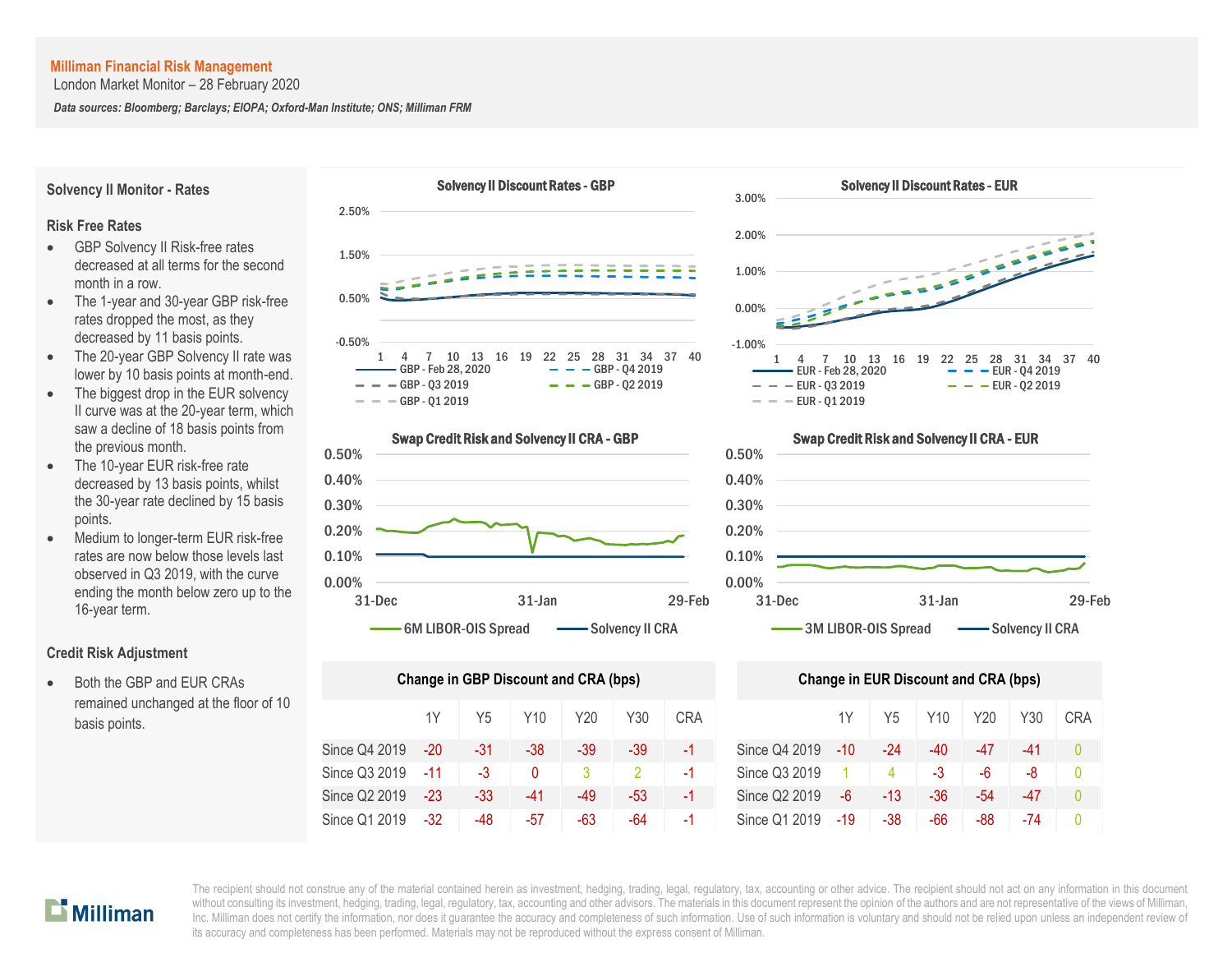**Milliman Financial Risk Management**
London Market Monitor – 28 February 2020

*Data sources: Bloomberg; Barclays; EIOPA; Oxford-Man Institute; ONS; Milliman FRM*

## Solvency II Monitor - Rates

### Risk Free Rates

- GBP Solvency II Risk-free rates decreased at all terms for the second month in a row.
- The 1-year and 30-year GBP risk-free rates dropped the most, as they decreased by 11 basis points.
- The 20-year GBP Solvency II rate was lower by 10 basis points at month-end.
- The biggest drop in the EUR solvency II curve was at the 20-year term, which saw a decline of 18 basis points from the previous month.
- The 10-year EUR risk-free rate decreased by 13 basis points, whilst the 30-year rate declined by 15 basis points.
- Medium to longer-term EUR risk-free rates are now below those levels last observed in Q3 2019, with the curve ending the month below zero up to the 16-year term.

### Credit Risk Adjustment

- Both the GBP and EUR CRAs remained unchanged at the floor of 10 basis points.

**Solvency II Discount Rates - GBP**

**Solvency II Discount Rates - EUR**

**Swap Credit Risk and Solvency II CRA - GBP**

**Swap Credit Risk and Solvency II CRA - EUR**

**Change in GBP Discount and CRA (bps)**

| | 1Y | Y5 | Y10 | Y20 | Y30 | CRA |
|---|---|---|---|---|---|---|
| Since Q4 2019 | -20 | -31 | -38 | -39 | -39 | -1 |
| Since Q3 2019 | -11 | -3 | 0 | 3 | 2 | -1 |
| Since Q2 2019 | -23 | -33 | -41 | -49 | -53 | -1 |
| Since Q1 2019 | -32 | -48 | -57 | -63 | -64 | -1 |

**Change in EUR Discount and CRA (bps)**

| | 1Y | Y5 | Y10 | Y20 | Y30 | CRA |
|---|---|---|---|---|---|---|
| Since Q4 2019 | -10 | -24 | -40 | -47 | -41 | 0 |
| Since Q3 2019 | 1 | 4 | -3 | -6 | -8 | 0 |
| Since Q2 2019 | -6 | -13 | -36 | -54 | -47 | 0 |
| Since Q1 2019 | -19 | -38 | -66 | -88 | -74 | 0 |

The recipient should not construe any of the material contained herein as investment, hedging, trading, legal, regulatory, tax, accounting or other advice. The recipient should not act on any information in this document without consulting its investment, hedging, trading, legal, regulatory, tax, accounting and other advisors. The materials in this document represent the opinion of the authors and are not representative of the views of Milliman, Inc. Milliman does not certify the information, nor does it guarantee the accuracy and completeness of such information. Use of such information is voluntary and should not be relied upon unless an independent review of its accuracy and completeness has been performed. Materials may not be reproduced without the express consent of Milliman.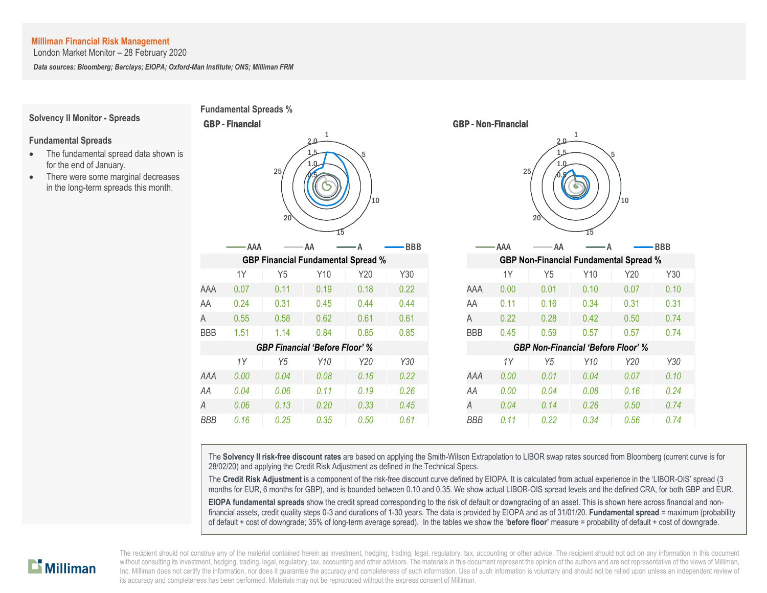Milliman Financial Risk Management
London Market Monitor – 28 February 2020

*Data sources: Bloomberg; Barclays; EIOPA; Oxford-Man Institute; ONS; Milliman FRM*

## Solvency II Monitor - Spreads

### Fundamental Spreads

- The fundamental spread data shown is for the end of January.
- There were some marginal decreases in the long-term spreads this month.

## Fundamental Spreads %

### GBP - Financial

### GBP - Non-Financial

| GBP Financial Fundamental Spread % | 1Y | Y5 | Y10 | Y20 | Y30 |
|---|---|---|---|---|---|
| AAA | 0.07 | 0.11 | 0.19 | 0.18 | 0.22 |
| AA | 0.24 | 0.31 | 0.45 | 0.44 | 0.44 |
| A | 0.55 | 0.58 | 0.62 | 0.61 | 0.61 |
| BBB | 1.51 | 1.14 | 0.84 | 0.85 | 0.85 |

| *GBP Financial 'Before Floor' %* | *1Y* | *Y5* | *Y10* | *Y20* | *Y30* |
|---|---|---|---|---|---|
| *AAA* | *0.00* | *0.04* | *0.08* | *0.16* | *0.22* |
| *AA* | *0.04* | *0.06* | *0.11* | *0.19* | *0.26* |
| *A* | *0.06* | *0.13* | *0.20* | *0.33* | *0.45* |
| *BBB* | *0.16* | *0.25* | *0.35* | *0.50* | *0.61* |

| GBP Non-Financial Fundamental Spread % | 1Y | Y5 | Y10 | Y20 | Y30 |
|---|---|---|---|---|---|
| AAA | 0.00 | 0.01 | 0.10 | 0.07 | 0.10 |
| AA | 0.11 | 0.16 | 0.34 | 0.31 | 0.31 |
| A | 0.22 | 0.28 | 0.42 | 0.50 | 0.74 |
| BBB | 0.45 | 0.59 | 0.57 | 0.57 | 0.74 |

| *GBP Non-Financial 'Before Floor' %* | *1Y* | *Y5* | *Y10* | *Y20* | *Y30* |
|---|---|---|---|---|---|
| *AAA* | *0.00* | *0.01* | *0.04* | *0.07* | *0.10* |
| *AA* | *0.00* | *0.04* | *0.08* | *0.16* | *0.24* |
| *A* | *0.04* | *0.14* | *0.26* | *0.50* | *0.74* |
| *BBB* | *0.11* | *0.22* | *0.34* | *0.56* | *0.74* |

The **Solvency II risk-free discount rates** are based on applying the Smith-Wilson Extrapolation to LIBOR swap rates sourced from Bloomberg (current curve is for 28/02/20) and applying the Credit Risk Adjustment as defined in the Technical Specs.

The **Credit Risk Adjustment** is a component of the risk-free discount curve defined by EIOPA. It is calculated from actual experience in the 'LIBOR-OIS' spread (3 months for EUR, 6 months for GBP), and is bounded between 0.10 and 0.35. We show actual LIBOR-OIS spread levels and the defined CRA, for both GBP and EUR.

**EIOPA fundamental spreads** show the credit spread corresponding to the risk of default or downgrading of an asset. This is shown here across financial and non-financial assets, credit quality steps 0-3 and durations of 1-30 years. The data is provided by EIOPA and as of 31/01/20. **Fundamental spread** = maximum (probability of default + cost of downgrade; 35% of long-term average spread). In the tables we show the '**before floor**' measure = probability of default + cost of downgrade.

The recipient should not construe any of the material contained herein as investment, hedging, trading, legal, regulatory, tax, accounting or other advice. The recipient should not act on any information in this document without consulting its investment, hedging, trading, legal, regulatory, tax, accounting and other advisors. The materials in this document represent the opinion of the authors and are not representative of the views of Milliman, Inc. Milliman does not certify the information, nor does it guarantee the accuracy and completeness of such information. Use of such information is voluntary and should not be relied upon unless an independent review of its accuracy and completeness has been performed. Materials may not be reproduced without the express consent of Milliman.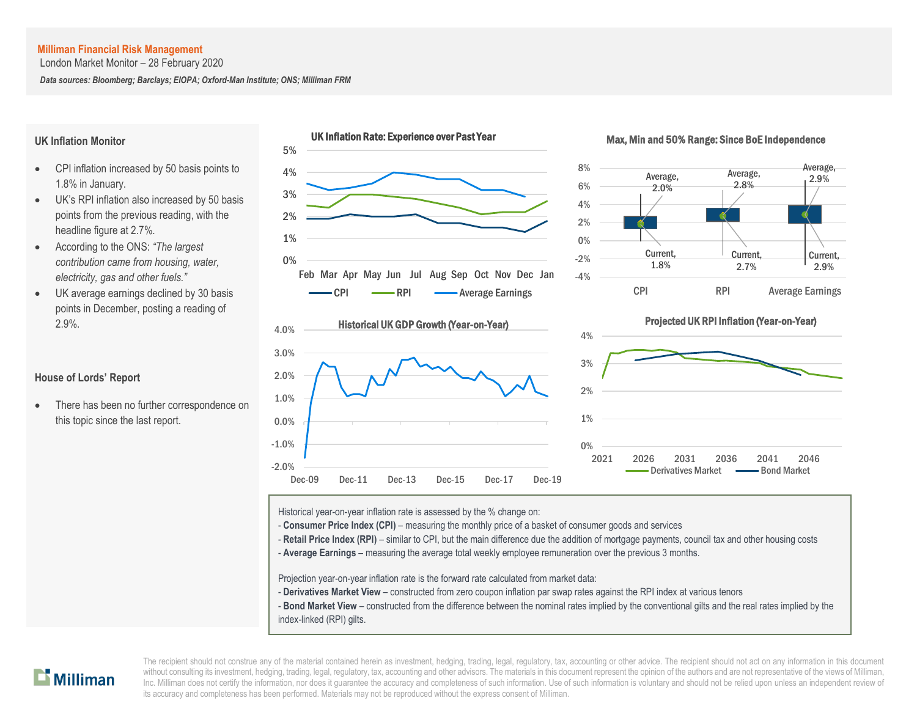**Milliman Financial Risk Management**
London Market Monitor – 28 February 2020

***Data sources: Bloomberg; Barclays; EIOPA; Oxford-Man Institute; ONS; Milliman FRM***

## UK Inflation Monitor

- CPI inflation increased by 50 basis points to 1.8% in January.
- UK's RPI inflation also increased by 50 basis points from the previous reading, with the headline figure at 2.7%.
- According to the ONS: *"The largest contribution came from housing, water, electricity, gas and other fuels."*
- UK average earnings declined by 30 basis points in December, posting a reading of 2.9%.

## House of Lords' Report

- There has been no further correspondence on this topic since the last report.

**UK Inflation Rate: Experience over Past Year**

**Max, Min and 50% Range: Since BoE Independence**

| | CPI | RPI | Average Earnings |
|---|---|---|---|
| Average | 2.0% | 2.8% | 2.9% |
| Current | 1.8% | 2.7% | 2.9% |

**Historical UK GDP Growth (Year-on-Year)**

**Projected UK RPI Inflation (Year-on-Year)**

Historical year-on-year inflation rate is assessed by the % change on:
- **Consumer Price Index (CPI)** – measuring the monthly price of a basket of consumer goods and services
- **Retail Price Index (RPI)** – similar to CPI, but the main difference due the addition of mortgage payments, council tax and other housing costs
- **Average Earnings** – measuring the average total weekly employee remuneration over the previous 3 months.

Projection year-on-year inflation rate is the forward rate calculated from market data:
- **Derivatives Market View** – constructed from zero coupon inflation par swap rates against the RPI index at various tenors
- **Bond Market View** – constructed from the difference between the nominal rates implied by the conventional gilts and the real rates implied by the index-linked (RPI) gilts.

The recipient should not construe any of the material contained herein as investment, hedging, trading, legal, regulatory, tax, accounting or other advice. The recipient should not act on any information in this document without consulting its investment, hedging, trading, legal, regulatory, tax, accounting and other advisors. The materials in this document represent the opinion of the authors and are not representative of the views of Milliman, Inc. Milliman does not certify the information, nor does it guarantee the accuracy and completeness of such information. Use of such information is voluntary and should not be relied upon unless an independent review of its accuracy and completeness has been performed. Materials may not be reproduced without the express consent of Milliman.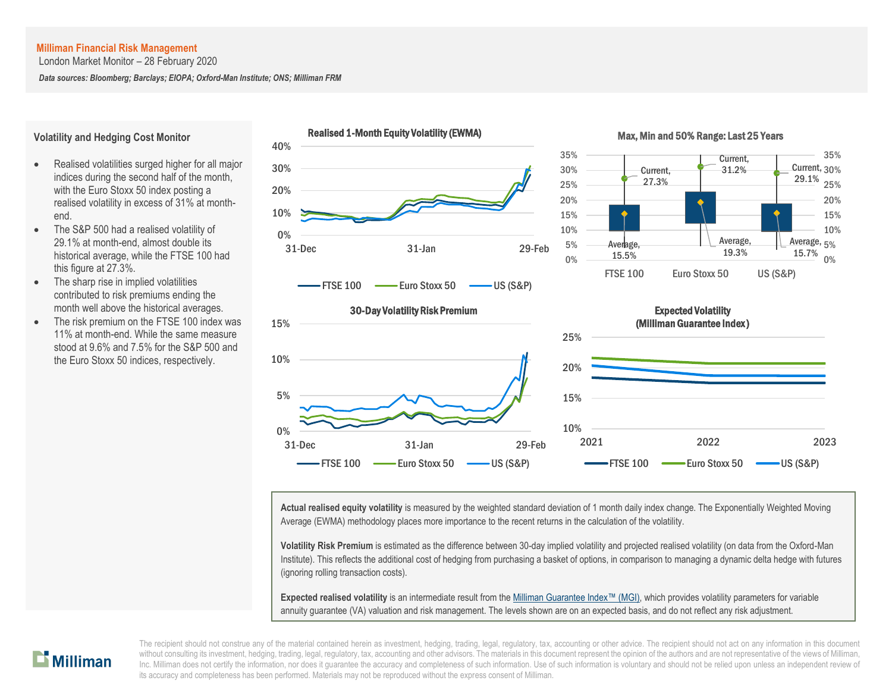**Milliman Financial Risk Management**
London Market Monitor – 28 February 2020

*Data sources: Bloomberg; Barclays; EIOPA; Oxford-Man Institute; ONS; Milliman FRM*

## Volatility and Hedging Cost Monitor

- Realised volatilities surged higher for all major indices during the second half of the month, with the Euro Stoxx 50 index posting a realised volatility in excess of 31% at month-end.
- The S&P 500 had a realised volatility of 29.1% at month-end, almost double its historical average, while the FTSE 100 had this figure at 27.3%.
- The sharp rise in implied volatilities contributed to risk premiums ending the month well above the historical averages.
- The risk premium on the FTSE 100 index was 11% at month-end. While the same measure stood at 9.6% and 7.5% for the S&P 500 and the Euro Stoxx 50 indices, respectively.

**Realised 1-Month Equity Volatility (EWMA)**

**Max, Min and 50% Range: Last 25 Years**

| | FTSE 100 | Euro Stoxx 50 | US (S&P) |
|---|---|---|---|
| Current | 27.3% | 31.2% | 29.1% |
| Average | 15.5% | 19.3% | 15.7% |

**30-Day Volatility Risk Premium**

**Expected Volatility (Milliman Guarantee Index)**

**Actual realised equity volatility** is measured by the weighted standard deviation of 1 month daily index change. The Exponentially Weighted Moving Average (EWMA) methodology places more importance to the recent returns in the calculation of the volatility.

**Volatility Risk Premium** is estimated as the difference between 30-day implied volatility and projected realised volatility (on data from the Oxford-Man Institute). This reflects the additional cost of hedging from purchasing a basket of options, in comparison to managing a dynamic delta hedge with futures (ignoring rolling transaction costs).

**Expected realised volatility** is an intermediate result from the Milliman Guarantee Index™ (MGI), which provides volatility parameters for variable annuity guarantee (VA) valuation and risk management. The levels shown are on an expected basis, and do not reflect any risk adjustment.

The recipient should not construe any of the material contained herein as investment, hedging, trading, legal, regulatory, tax, accounting or other advice. The recipient should not act on any information in this document without consulting its investment, hedging, trading, legal, regulatory, tax, accounting and other advisors. The materials in this document represent the opinion of the authors and are not representative of the views of Milliman, Inc. Milliman does not certify the information, nor does it guarantee the accuracy and completeness of such information. Use of such information is voluntary and should not be relied upon unless an independent review of its accuracy and completeness has been performed. Materials may not be reproduced without the express consent of Milliman.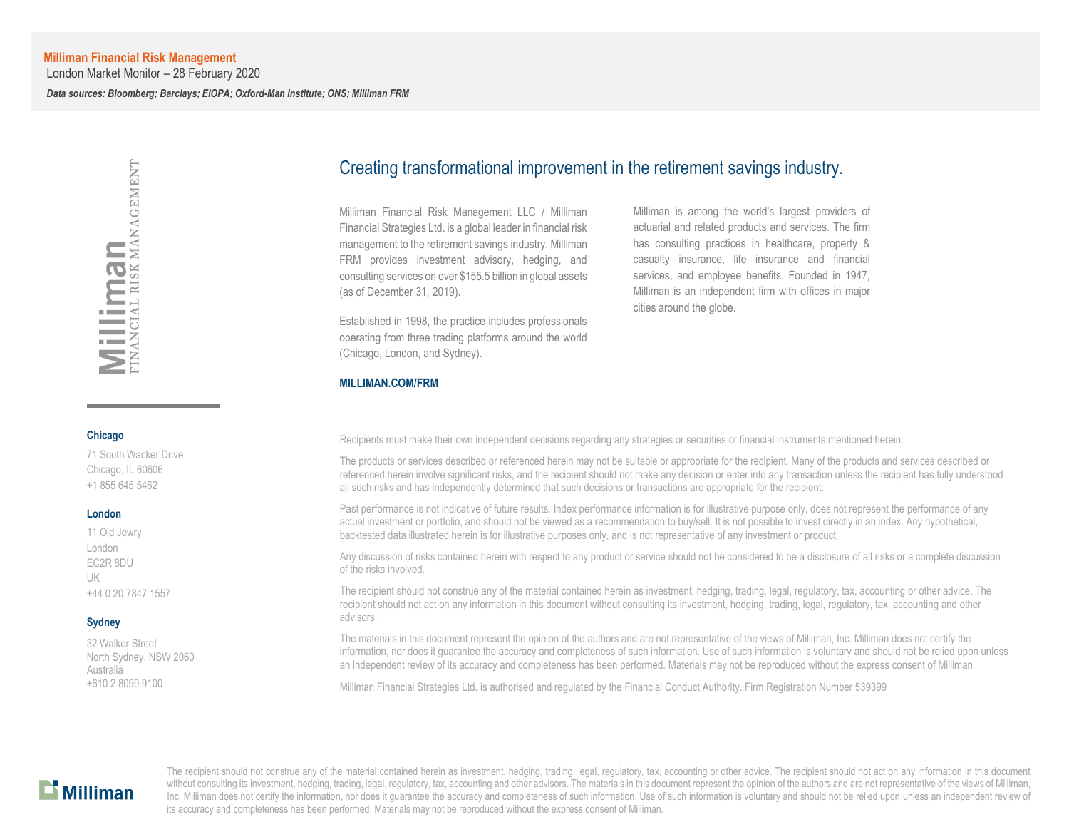# Creating transformational improvement in the retirement savings industry.

Milliman Financial Risk Management LLC / Milliman Financial Strategies Ltd. is a global leader in financial risk management to the retirement savings industry. Milliman FRM provides investment advisory, hedging, and consulting services on over $155.5 billion in global assets (as of December 31, 2019).

Established in 1998, the practice includes professionals operating from three trading platforms around the world (Chicago, London, and Sydney).

Milliman is among the world's largest providers of actuarial and related products and services. The firm has consulting practices in healthcare, property & casualty insurance, life insurance and financial services, and employee benefits. Founded in 1947, Milliman is an independent firm with offices in major cities around the globe.

**MILLIMAN.COM/FRM**

### Chicago

71 South Wacker Drive
Chicago, IL 60606
+1 855 645 5462

### London

11 Old Jewry
London
EC2R 8DU
UK
+44 0 20 7847 1557

### Sydney

32 Walker Street
North Sydney, NSW 2060
Australia
+610 2 8090 9100

Recipients must make their own independent decisions regarding any strategies or securities or financial instruments mentioned herein.

The products or services described or referenced herein may not be suitable or appropriate for the recipient. Many of the products and services described or referenced herein involve significant risks, and the recipient should not make any decision or enter into any transaction unless the recipient has fully understood all such risks and has independently determined that such decisions or transactions are appropriate for the recipient.

Past performance is not indicative of future results. Index performance information is for illustrative purpose only, does not represent the performance of any actual investment or portfolio, and should not be viewed as a recommendation to buy/sell. It is not possible to invest directly in an index. Any hypothetical, backtested data illustrated herein is for illustrative purposes only, and is not representative of any investment or product.

Any discussion of risks contained herein with respect to any product or service should not be considered to be a disclosure of all risks or a complete discussion of the risks involved.

The recipient should not construe any of the material contained herein as investment, hedging, trading, legal, regulatory, tax, accounting or other advice. The recipient should not act on any information in this document without consulting its investment, hedging, trading, legal, regulatory, tax, accounting and other advisors.

The materials in this document represent the opinion of the authors and are not representative of the views of Milliman, Inc. Milliman does not certify the information, nor does it guarantee the accuracy and completeness of such information. Use of such information is voluntary and should not be relied upon unless an independent review of its accuracy and completeness has been performed. Materials may not be reproduced without the express consent of Milliman.

Milliman Financial Strategies Ltd. is authorised and regulated by the Financial Conduct Authority. Firm Registration Number 539399